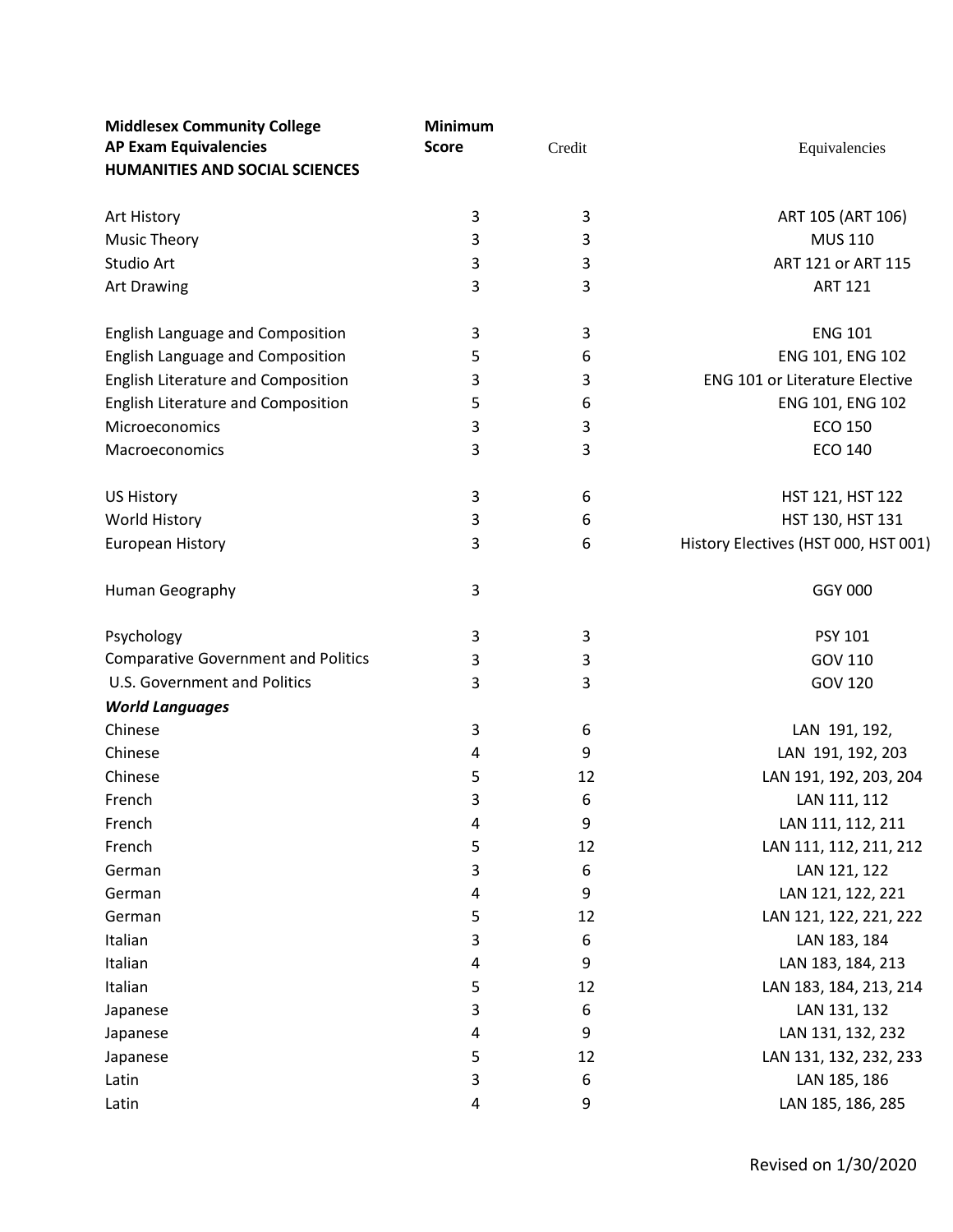| Middlesex Community College<br>AP Exam Equivalencies<br>HUMANITIES AND SOCIAL SCIENCES | Minimum Score | Credit | Equivalencies |
|---|---|---|---|
| Art History | 3 | 3 | ART 105 (ART 106) |
| Music Theory | 3 | 3 | MUS 110 |
| Studio Art | 3 | 3 | ART 121 or ART 115 |
| Art Drawing | 3 | 3 | ART 121 |
| English Language and Composition | 3 | 3 | ENG 101 |
| English Language and Composition | 5 | 6 | ENG 101, ENG 102 |
| English Literature and Composition | 3 | 3 | ENG 101 or Literature Elective |
| English Literature and Composition | 5 | 6 | ENG 101, ENG 102 |
| Microeconomics | 3 | 3 | ECO 150 |
| Macroeconomics | 3 | 3 | ECO 140 |
| US History | 3 | 6 | HST 121, HST 122 |
| World History | 3 | 6 | HST 130, HST 131 |
| European History | 3 | 6 | History Electives (HST 000, HST 001) |
| Human Geography | 3 | | GGY 000 |
| Psychology | 3 | 3 | PSY 101 |
| Comparative Government and Politics | 3 | 3 | GOV 110 |
| U.S. Government and Politics | 3 | 3 | GOV 120 |
| ***World Languages*** | | | |
| Chinese | 3 | 6 | LAN 191, 192, |
| Chinese | 4 | 9 | LAN 191, 192, 203 |
| Chinese | 5 | 12 | LAN 191, 192, 203, 204 |
| French | 3 | 6 | LAN 111, 112 |
| French | 4 | 9 | LAN 111, 112, 211 |
| French | 5 | 12 | LAN 111, 112, 211, 212 |
| German | 3 | 6 | LAN 121, 122 |
| German | 4 | 9 | LAN 121, 122, 221 |
| German | 5 | 12 | LAN 121, 122, 221, 222 |
| Italian | 3 | 6 | LAN 183, 184 |
| Italian | 4 | 9 | LAN 183, 184, 213 |
| Italian | 5 | 12 | LAN 183, 184, 213, 214 |
| Japanese | 3 | 6 | LAN 131, 132 |
| Japanese | 4 | 9 | LAN 131, 132, 232 |
| Japanese | 5 | 12 | LAN 131, 132, 232, 233 |
| Latin | 3 | 6 | LAN 185, 186 |
| Latin | 4 | 9 | LAN 185, 186, 285 |

Revised on 1/30/2020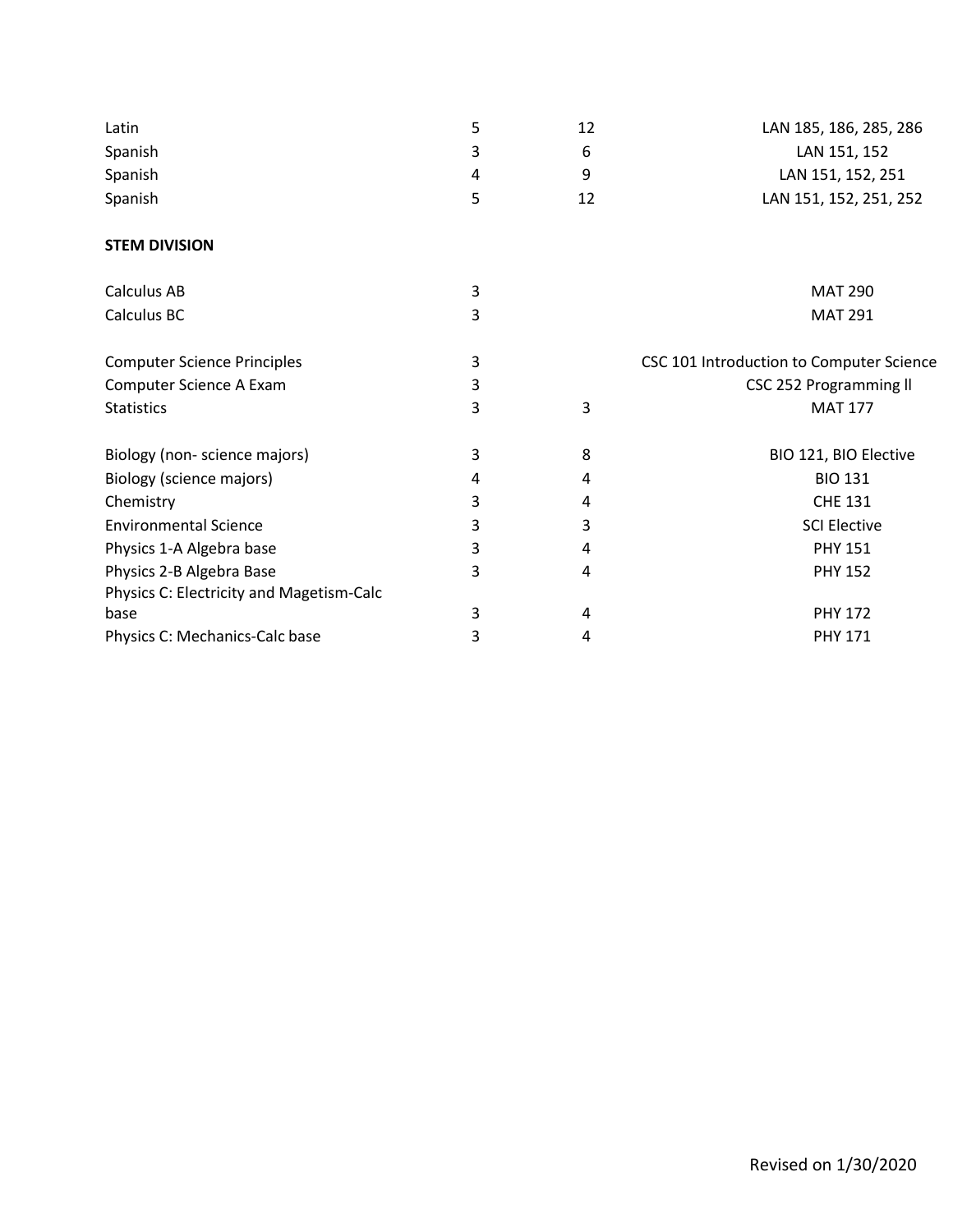| | | | |
|---|---|---|---|
| Latin | 5 | 12 | LAN 185, 186, 285, 286 |
| Spanish | 3 | 6 | LAN 151, 152 |
| Spanish | 4 | 9 | LAN 151, 152, 251 |
| Spanish | 5 | 12 | LAN 151, 152, 251, 252 |
| **STEM DIVISION** | | | |
| Calculus AB | 3 | | MAT 290 |
| Calculus BC | 3 | | MAT 291 |
| Computer Science Principles | 3 | | CSC 101 Introduction to Computer Science |
| Computer Science A Exam | 3 | | CSC 252 Programming ll |
| Statistics | 3 | 3 | MAT 177 |
| Biology (non- science majors) | 3 | 8 | BIO 121, BIO Elective |
| Biology (science majors) | 4 | 4 | BIO 131 |
| Chemistry | 3 | 4 | CHE 131 |
| Environmental Science | 3 | 3 | SCI Elective |
| Physics 1-A Algebra base | 3 | 4 | PHY 151 |
| Physics 2-B Algebra Base | 3 | 4 | PHY 152 |
| Physics C: Electricity and Magetism-Calc base | 3 | 4 | PHY 172 |
| Physics C: Mechanics-Calc base | 3 | 4 | PHY 171 |

Revised on 1/30/2020